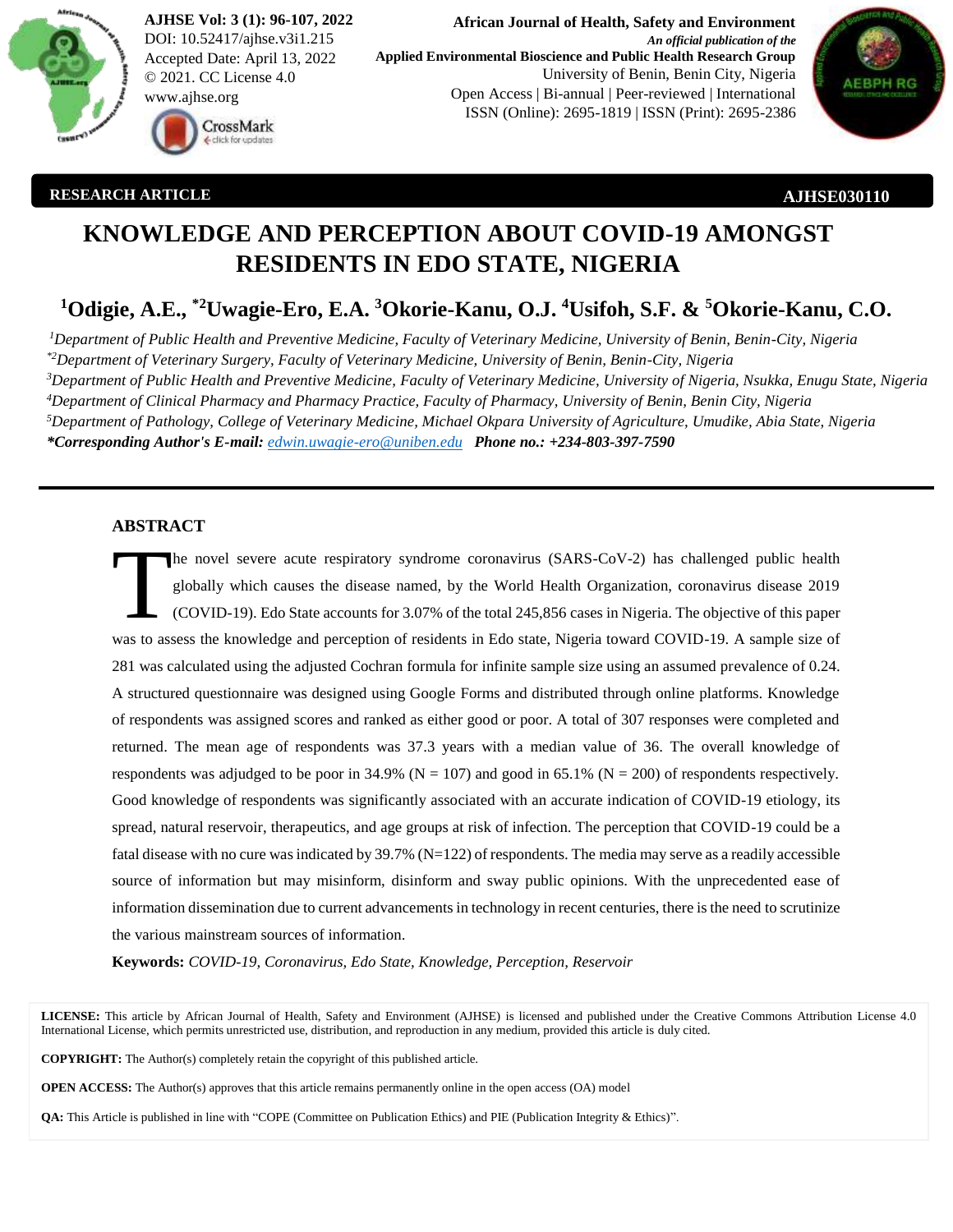AJHSE Vol: 3 (1): 96-107, 2022
DOI: 10.52417/ajhse.v3i1.215
Accepted Date: April 13, 2022
© 2021. CC License 4.0
www.ajhse.org

**African Journal of Health, Safety and Environment**
*An official publication of the*
**Applied Environmental Bioscience and Public Health Research Group**
University of Benin, Benin City, Nigeria
Open Access | Bi-annual | Peer-reviewed | International
ISSN (Online): 2695-1819 | ISSN (Print): 2695-2386

**RESEARCH ARTICLE** **AJHSE030110**

# KNOWLEDGE AND PERCEPTION ABOUT COVID-19 AMONGST RESIDENTS IN EDO STATE, NIGERIA

**[1]Odigie, A.E., *[2]Uwagie-Ero, E.A. [3]Okorie-Kanu, O.J. [4]Usifoh, S.F. & [5]Okorie-Kanu, C.O.**

*[1]Department of Public Health and Preventive Medicine, Faculty of Veterinary Medicine, University of Benin, Benin-City, Nigeria*
*[*2]Department of Veterinary Surgery, Faculty of Veterinary Medicine, University of Benin, Benin-City, Nigeria*
*[3]Department of Public Health and Preventive Medicine, Faculty of Veterinary Medicine, University of Nigeria, Nsukka, Enugu State, Nigeria*
*[4]Department of Clinical Pharmacy and Pharmacy Practice, Faculty of Pharmacy, University of Benin, Benin City, Nigeria*
*[5]Department of Pathology, College of Veterinary Medicine, Michael Okpara University of Agriculture, Umudike, Abia State, Nigeria*
***\*Corresponding Author's E-mail:** edwin.uwagie-ero@uniben.edu **Phone no.: +234-803-397-7590***

## ABSTRACT

The novel severe acute respiratory syndrome coronavirus (SARS-CoV-2) has challenged public health globally which causes the disease named, by the World Health Organization, coronavirus disease 2019 (COVID-19). Edo State accounts for 3.07% of the total 245,856 cases in Nigeria. The objective of this paper was to assess the knowledge and perception of residents in Edo state, Nigeria toward COVID-19. A sample size of 281 was calculated using the adjusted Cochran formula for infinite sample size using an assumed prevalence of 0.24. A structured questionnaire was designed using Google Forms and distributed through online platforms. Knowledge of respondents was assigned scores and ranked as either good or poor. A total of 307 responses were completed and returned. The mean age of respondents was 37.3 years with a median value of 36. The overall knowledge of respondents was adjudged to be poor in 34.9% (N = 107) and good in 65.1% (N = 200) of respondents respectively. Good knowledge of respondents was significantly associated with an accurate indication of COVID-19 etiology, its spread, natural reservoir, therapeutics, and age groups at risk of infection. The perception that COVID-19 could be a fatal disease with no cure was indicated by 39.7% (N=122) of respondents. The media may serve as a readily accessible source of information but may misinform, disinform and sway public opinions. With the unprecedented ease of information dissemination due to current advancements in technology in recent centuries, there is the need to scrutinize the various mainstream sources of information.

**Keywords:** *COVID-19, Coronavirus, Edo State, Knowledge, Perception, Reservoir*

**LICENSE:** This article by African Journal of Health, Safety and Environment (AJHSE) is licensed and published under the Creative Commons Attribution License 4.0 International License, which permits unrestricted use, distribution, and reproduction in any medium, provided this article is duly cited.

**COPYRIGHT:** The Author(s) completely retain the copyright of this published article.

**OPEN ACCESS:** The Author(s) approves that this article remains permanently online in the open access (OA) model

**QA:** This Article is published in line with "COPE (Committee on Publication Ethics) and PIE (Publication Integrity & Ethics)".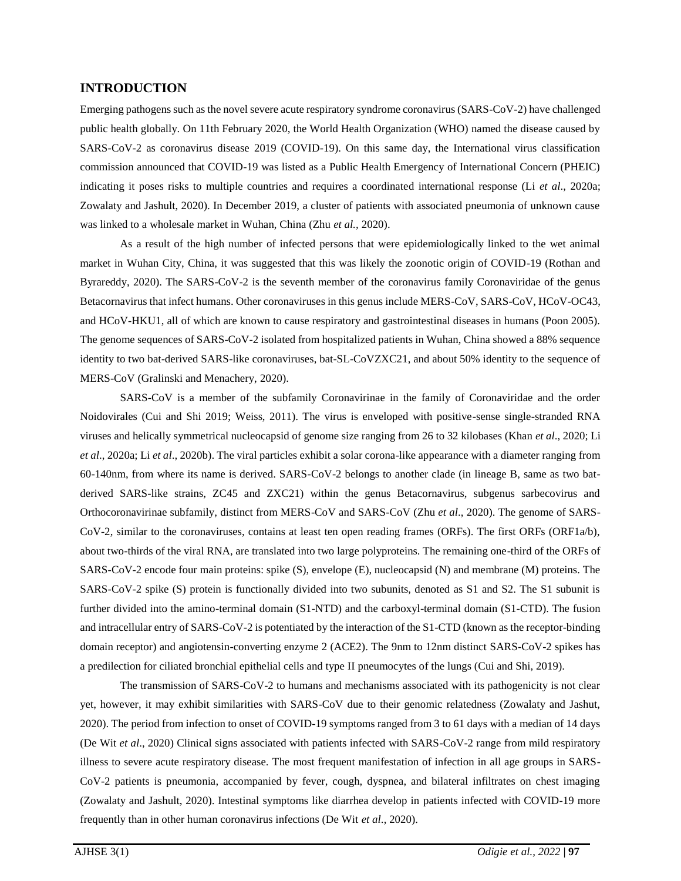## INTRODUCTION

Emerging pathogens such as the novel severe acute respiratory syndrome coronavirus (SARS-CoV-2) have challenged public health globally. On 11th February 2020, the World Health Organization (WHO) named the disease caused by SARS-CoV-2 as coronavirus disease 2019 (COVID-19). On this same day, the International virus classification commission announced that COVID-19 was listed as a Public Health Emergency of International Concern (PHEIC) indicating it poses risks to multiple countries and requires a coordinated international response (Li *et al*., 2020a; Zowalaty and Jashult, 2020). In December 2019, a cluster of patients with associated pneumonia of unknown cause was linked to a wholesale market in Wuhan, China (Zhu *et al.*, 2020).

As a result of the high number of infected persons that were epidemiologically linked to the wet animal market in Wuhan City, China, it was suggested that this was likely the zoonotic origin of COVID-19 (Rothan and Byrareddy, 2020). The SARS-CoV-2 is the seventh member of the coronavirus family Coronaviridae of the genus Betacornavirus that infect humans. Other coronaviruses in this genus include MERS-CoV, SARS-CoV, HCoV-OC43, and HCoV-HKU1, all of which are known to cause respiratory and gastrointestinal diseases in humans (Poon 2005). The genome sequences of SARS-CoV-2 isolated from hospitalized patients in Wuhan, China showed a 88% sequence identity to two bat-derived SARS-like coronaviruses, bat-SL-CoVZXC21, and about 50% identity to the sequence of MERS-CoV (Gralinski and Menachery, 2020).

SARS-CoV is a member of the subfamily Coronavirinae in the family of Coronaviridae and the order Noidovirales (Cui and Shi 2019; Weiss, 2011). The virus is enveloped with positive-sense single-stranded RNA viruses and helically symmetrical nucleocapsid of genome size ranging from 26 to 32 kilobases (Khan *et al*., 2020; Li *et al*., 2020a; Li *et al*., 2020b). The viral particles exhibit a solar corona-like appearance with a diameter ranging from 60-140nm, from where its name is derived. SARS-CoV-2 belongs to another clade (in lineage B, same as two bat-derived SARS-like strains, ZC45 and ZXC21) within the genus Betacornavirus, subgenus sarbecovirus and Orthocoronavirinae subfamily, distinct from MERS-CoV and SARS-CoV (Zhu *et al*., 2020). The genome of SARS-CoV-2, similar to the coronaviruses, contains at least ten open reading frames (ORFs). The first ORFs (ORF1a/b), about two-thirds of the viral RNA, are translated into two large polyproteins. The remaining one-third of the ORFs of SARS-CoV-2 encode four main proteins: spike (S), envelope (E), nucleocapsid (N) and membrane (M) proteins. The SARS-CoV-2 spike (S) protein is functionally divided into two subunits, denoted as S1 and S2. The S1 subunit is further divided into the amino-terminal domain (S1-NTD) and the carboxyl-terminal domain (S1-CTD). The fusion and intracellular entry of SARS-CoV-2 is potentiated by the interaction of the S1-CTD (known as the receptor-binding domain receptor) and angiotensin-converting enzyme 2 (ACE2). The 9nm to 12nm distinct SARS-CoV-2 spikes has a predilection for ciliated bronchial epithelial cells and type II pneumocytes of the lungs (Cui and Shi, 2019).

The transmission of SARS-CoV-2 to humans and mechanisms associated with its pathogenicity is not clear yet, however, it may exhibit similarities with SARS-CoV due to their genomic relatedness (Zowalaty and Jashut, 2020). The period from infection to onset of COVID-19 symptoms ranged from 3 to 61 days with a median of 14 days (De Wit *et al*., 2020) Clinical signs associated with patients infected with SARS-CoV-2 range from mild respiratory illness to severe acute respiratory disease. The most frequent manifestation of infection in all age groups in SARS-CoV-2 patients is pneumonia, accompanied by fever, cough, dyspnea, and bilateral infiltrates on chest imaging (Zowalaty and Jashult, 2020). Intestinal symptoms like diarrhea develop in patients infected with COVID-19 more frequently than in other human coronavirus infections (De Wit *et al*., 2020).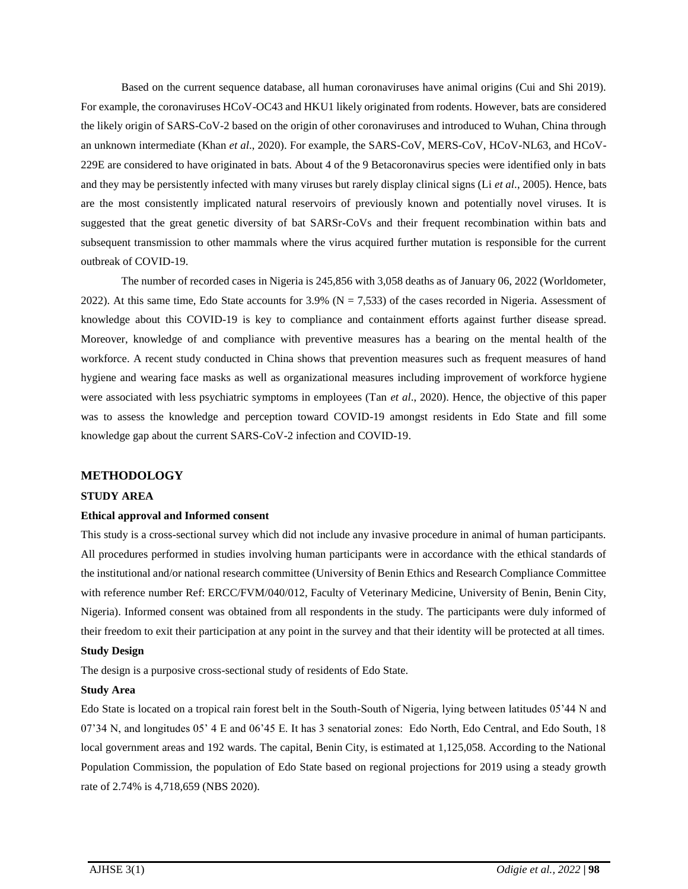Based on the current sequence database, all human coronaviruses have animal origins (Cui and Shi 2019). For example, the coronaviruses HCoV-OC43 and HKU1 likely originated from rodents. However, bats are considered the likely origin of SARS-CoV-2 based on the origin of other coronaviruses and introduced to Wuhan, China through an unknown intermediate (Khan *et al*., 2020). For example, the SARS-CoV, MERS-CoV, HCoV-NL63, and HCoV-229E are considered to have originated in bats. About 4 of the 9 Betacoronavirus species were identified only in bats and they may be persistently infected with many viruses but rarely display clinical signs (Li *et al*., 2005). Hence, bats are the most consistently implicated natural reservoirs of previously known and potentially novel viruses. It is suggested that the great genetic diversity of bat SARSr-CoVs and their frequent recombination within bats and subsequent transmission to other mammals where the virus acquired further mutation is responsible for the current outbreak of COVID-19.

The number of recorded cases in Nigeria is 245,856 with 3,058 deaths as of January 06, 2022 (Worldometer, 2022). At this same time, Edo State accounts for 3.9% (N = 7,533) of the cases recorded in Nigeria. Assessment of knowledge about this COVID-19 is key to compliance and containment efforts against further disease spread. Moreover, knowledge of and compliance with preventive measures has a bearing on the mental health of the workforce. A recent study conducted in China shows that prevention measures such as frequent measures of hand hygiene and wearing face masks as well as organizational measures including improvement of workforce hygiene were associated with less psychiatric symptoms in employees (Tan *et al*., 2020). Hence, the objective of this paper was to assess the knowledge and perception toward COVID-19 amongst residents in Edo State and fill some knowledge gap about the current SARS-CoV-2 infection and COVID-19.

## METHODOLOGY

### STUDY AREA

#### Ethical approval and Informed consent

This study is a cross-sectional survey which did not include any invasive procedure in animal of human participants. All procedures performed in studies involving human participants were in accordance with the ethical standards of the institutional and/or national research committee (University of Benin Ethics and Research Compliance Committee with reference number Ref: ERCC/FVM/040/012, Faculty of Veterinary Medicine, University of Benin, Benin City, Nigeria). Informed consent was obtained from all respondents in the study. The participants were duly informed of their freedom to exit their participation at any point in the survey and that their identity will be protected at all times.

#### Study Design

The design is a purposive cross-sectional study of residents of Edo State.

#### Study Area

Edo State is located on a tropical rain forest belt in the South-South of Nigeria, lying between latitudes 05'44 N and 07'34 N, and longitudes 05' 4 E and 06'45 E. It has 3 senatorial zones: Edo North, Edo Central, and Edo South, 18 local government areas and 192 wards. The capital, Benin City, is estimated at 1,125,058. According to the National Population Commission, the population of Edo State based on regional projections for 2019 using a steady growth rate of 2.74% is 4,718,659 (NBS 2020).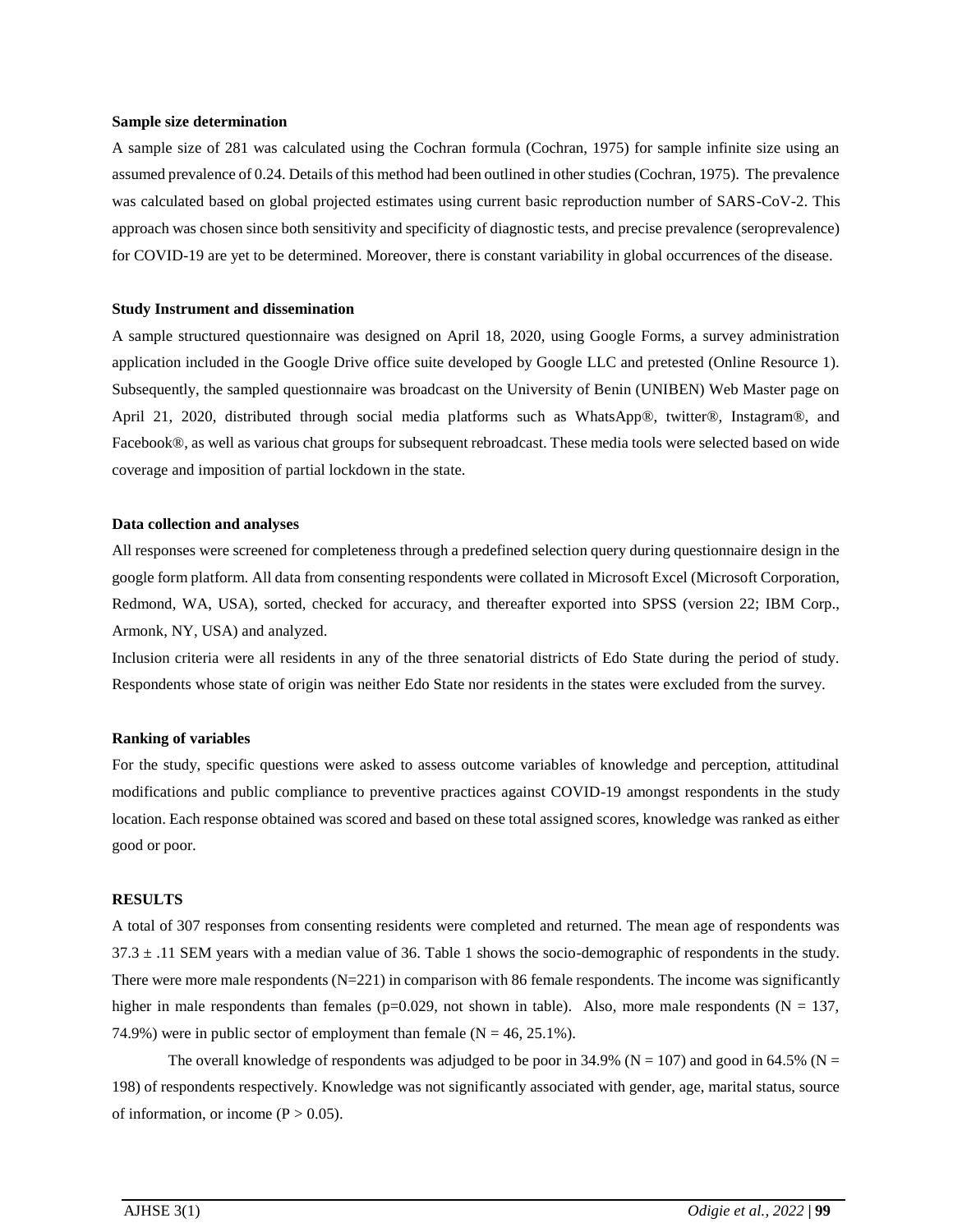**Sample size determination**

A sample size of 281 was calculated using the Cochran formula (Cochran, 1975) for sample infinite size using an assumed prevalence of 0.24. Details of this method had been outlined in other studies (Cochran, 1975). The prevalence was calculated based on global projected estimates using current basic reproduction number of SARS-CoV-2. This approach was chosen since both sensitivity and specificity of diagnostic tests, and precise prevalence (seroprevalence) for COVID-19 are yet to be determined. Moreover, there is constant variability in global occurrences of the disease.

**Study Instrument and dissemination**

A sample structured questionnaire was designed on April 18, 2020, using Google Forms, a survey administration application included in the Google Drive office suite developed by Google LLC and pretested (Online Resource 1). Subsequently, the sampled questionnaire was broadcast on the University of Benin (UNIBEN) Web Master page on April 21, 2020, distributed through social media platforms such as WhatsApp®, twitter®, Instagram®, and Facebook®, as well as various chat groups for subsequent rebroadcast. These media tools were selected based on wide coverage and imposition of partial lockdown in the state.

**Data collection and analyses**

All responses were screened for completeness through a predefined selection query during questionnaire design in the google form platform. All data from consenting respondents were collated in Microsoft Excel (Microsoft Corporation, Redmond, WA, USA), sorted, checked for accuracy, and thereafter exported into SPSS (version 22; IBM Corp., Armonk, NY, USA) and analyzed.

Inclusion criteria were all residents in any of the three senatorial districts of Edo State during the period of study. Respondents whose state of origin was neither Edo State nor residents in the states were excluded from the survey.

**Ranking of variables**

For the study, specific questions were asked to assess outcome variables of knowledge and perception, attitudinal modifications and public compliance to preventive practices against COVID-19 amongst respondents in the study location. Each response obtained was scored and based on these total assigned scores, knowledge was ranked as either good or poor.

**RESULTS**

A total of 307 responses from consenting residents were completed and returned. The mean age of respondents was $37.3 \pm .11$ SEM years with a median value of 36. Table 1 shows the socio-demographic of respondents in the study. There were more male respondents (N=221) in comparison with 86 female respondents. The income was significantly higher in male respondents than females ($p=0.029$, not shown in table). Also, more male respondents (N = 137, 74.9%) were in public sector of employment than female (N = 46, 25.1%).

The overall knowledge of respondents was adjudged to be poor in 34.9% (N = 107) and good in 64.5% (N = 198) of respondents respectively. Knowledge was not significantly associated with gender, age, marital status, source of information, or income ($P > 0.05$).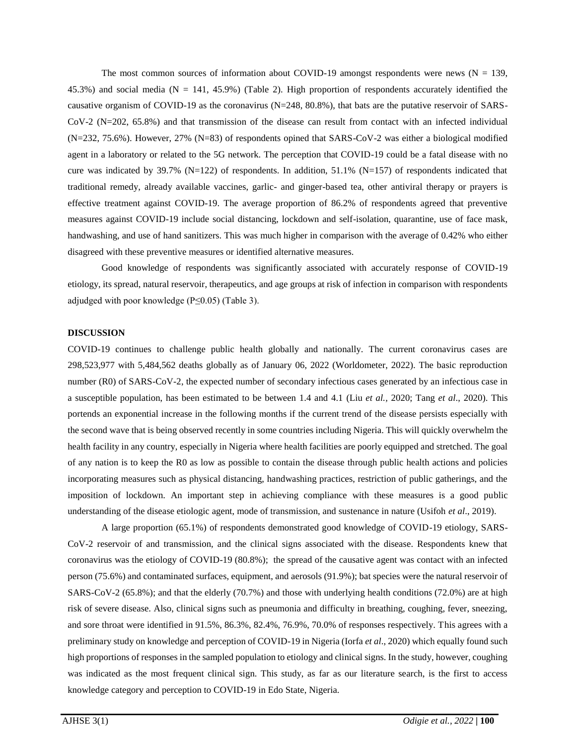The most common sources of information about COVID-19 amongst respondents were news (N = 139, 45.3%) and social media (N = 141, 45.9%) (Table 2). High proportion of respondents accurately identified the causative organism of COVID-19 as the coronavirus (N=248, 80.8%), that bats are the putative reservoir of SARS-CoV-2 (N=202, 65.8%) and that transmission of the disease can result from contact with an infected individual (N=232, 75.6%). However, 27% (N=83) of respondents opined that SARS-CoV-2 was either a biological modified agent in a laboratory or related to the 5G network. The perception that COVID-19 could be a fatal disease with no cure was indicated by 39.7% (N=122) of respondents. In addition, 51.1% (N=157) of respondents indicated that traditional remedy, already available vaccines, garlic- and ginger-based tea, other antiviral therapy or prayers is effective treatment against COVID-19. The average proportion of 86.2% of respondents agreed that preventive measures against COVID-19 include social distancing, lockdown and self-isolation, quarantine, use of face mask, handwashing, and use of hand sanitizers. This was much higher in comparison with the average of 0.42% who either disagreed with these preventive measures or identified alternative measures.

Good knowledge of respondents was significantly associated with accurately response of COVID-19 etiology, its spread, natural reservoir, therapeutics, and age groups at risk of infection in comparison with respondents adjudged with poor knowledge ($P \leq 0.05$) (Table 3).

## DISCUSSION

COVID-19 continues to challenge public health globally and nationally. The current coronavirus cases are 298,523,977 with 5,484,562 deaths globally as of January 06, 2022 (Worldometer, 2022). The basic reproduction number (R0) of SARS-CoV-2, the expected number of secondary infectious cases generated by an infectious case in a susceptible population, has been estimated to be between 1.4 and 4.1 (Liu *et al.,* 2020; Tang *et al*., 2020). This portends an exponential increase in the following months if the current trend of the disease persists especially with the second wave that is being observed recently in some countries including Nigeria. This will quickly overwhelm the health facility in any country, especially in Nigeria where health facilities are poorly equipped and stretched. The goal of any nation is to keep the R0 as low as possible to contain the disease through public health actions and policies incorporating measures such as physical distancing, handwashing practices, restriction of public gatherings, and the imposition of lockdown. An important step in achieving compliance with these measures is a good public understanding of the disease etiologic agent, mode of transmission, and sustenance in nature (Usifoh *et al*., 2019).

A large proportion (65.1%) of respondents demonstrated good knowledge of COVID-19 etiology, SARS-CoV-2 reservoir of and transmission, and the clinical signs associated with the disease. Respondents knew that coronavirus was the etiology of COVID-19 (80.8%); the spread of the causative agent was contact with an infected person (75.6%) and contaminated surfaces, equipment, and aerosols (91.9%); bat species were the natural reservoir of SARS-CoV-2 (65.8%); and that the elderly (70.7%) and those with underlying health conditions (72.0%) are at high risk of severe disease. Also, clinical signs such as pneumonia and difficulty in breathing, coughing, fever, sneezing, and sore throat were identified in 91.5%, 86.3%, 82.4%, 76.9%, 70.0% of responses respectively. This agrees with a preliminary study on knowledge and perception of COVID-19 in Nigeria (Iorfa *et al*., 2020) which equally found such high proportions of responses in the sampled population to etiology and clinical signs. In the study, however, coughing was indicated as the most frequent clinical sign. This study, as far as our literature search, is the first to access knowledge category and perception to COVID-19 in Edo State, Nigeria.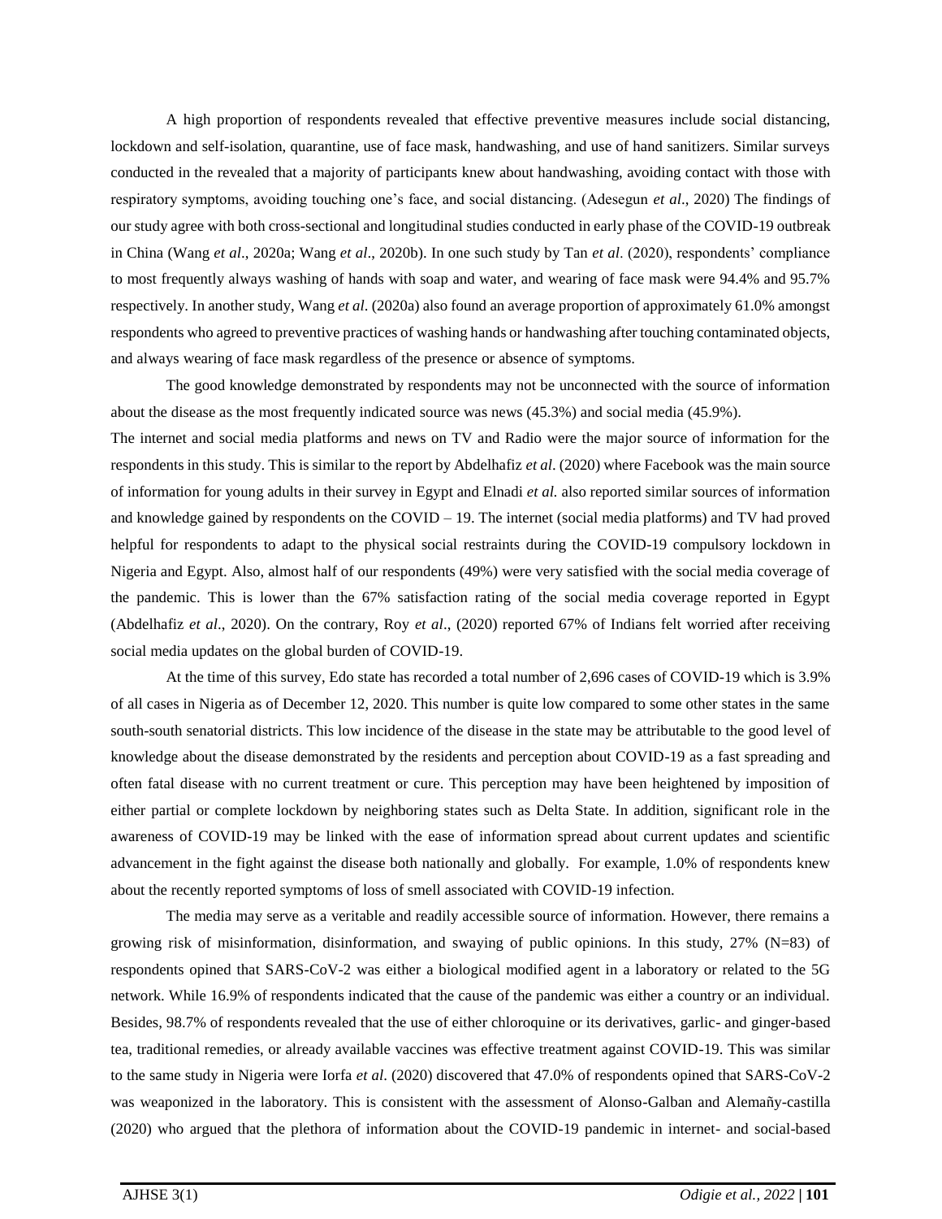A high proportion of respondents revealed that effective preventive measures include social distancing, lockdown and self-isolation, quarantine, use of face mask, handwashing, and use of hand sanitizers. Similar surveys conducted in the revealed that a majority of participants knew about handwashing, avoiding contact with those with respiratory symptoms, avoiding touching one's face, and social distancing. (Adesegun *et al*., 2020) The findings of our study agree with both cross-sectional and longitudinal studies conducted in early phase of the COVID-19 outbreak in China (Wang *et al*., 2020a; Wang *et al*., 2020b). In one such study by Tan *et al*. (2020), respondents' compliance to most frequently always washing of hands with soap and water, and wearing of face mask were 94.4% and 95.7% respectively. In another study, Wang *et al*. (2020a) also found an average proportion of approximately 61.0% amongst respondents who agreed to preventive practices of washing hands or handwashing after touching contaminated objects, and always wearing of face mask regardless of the presence or absence of symptoms.

The good knowledge demonstrated by respondents may not be unconnected with the source of information about the disease as the most frequently indicated source was news (45.3%) and social media (45.9%).

The internet and social media platforms and news on TV and Radio were the major source of information for the respondents in this study. This is similar to the report by Abdelhafiz *et al*. (2020) where Facebook was the main source of information for young adults in their survey in Egypt and Elnadi *et al.* also reported similar sources of information and knowledge gained by respondents on the COVID – 19. The internet (social media platforms) and TV had proved helpful for respondents to adapt to the physical social restraints during the COVID-19 compulsory lockdown in Nigeria and Egypt. Also, almost half of our respondents (49%) were very satisfied with the social media coverage of the pandemic. This is lower than the 67% satisfaction rating of the social media coverage reported in Egypt (Abdelhafiz *et al*., 2020). On the contrary, Roy *et al*., (2020) reported 67% of Indians felt worried after receiving social media updates on the global burden of COVID-19.

At the time of this survey, Edo state has recorded a total number of 2,696 cases of COVID-19 which is 3.9% of all cases in Nigeria as of December 12, 2020. This number is quite low compared to some other states in the same south-south senatorial districts. This low incidence of the disease in the state may be attributable to the good level of knowledge about the disease demonstrated by the residents and perception about COVID-19 as a fast spreading and often fatal disease with no current treatment or cure. This perception may have been heightened by imposition of either partial or complete lockdown by neighboring states such as Delta State. In addition, significant role in the awareness of COVID-19 may be linked with the ease of information spread about current updates and scientific advancement in the fight against the disease both nationally and globally. For example, 1.0% of respondents knew about the recently reported symptoms of loss of smell associated with COVID-19 infection.

The media may serve as a veritable and readily accessible source of information. However, there remains a growing risk of misinformation, disinformation, and swaying of public opinions. In this study, 27% (N=83) of respondents opined that SARS-CoV-2 was either a biological modified agent in a laboratory or related to the 5G network. While 16.9% of respondents indicated that the cause of the pandemic was either a country or an individual. Besides, 98.7% of respondents revealed that the use of either chloroquine or its derivatives, garlic- and ginger-based tea, traditional remedies, or already available vaccines was effective treatment against COVID-19. This was similar to the same study in Nigeria were Iorfa *et al*. (2020) discovered that 47.0% of respondents opined that SARS-CoV-2 was weaponized in the laboratory. This is consistent with the assessment of Alonso-Galban and Alemañy-castilla (2020) who argued that the plethora of information about the COVID-19 pandemic in internet- and social-based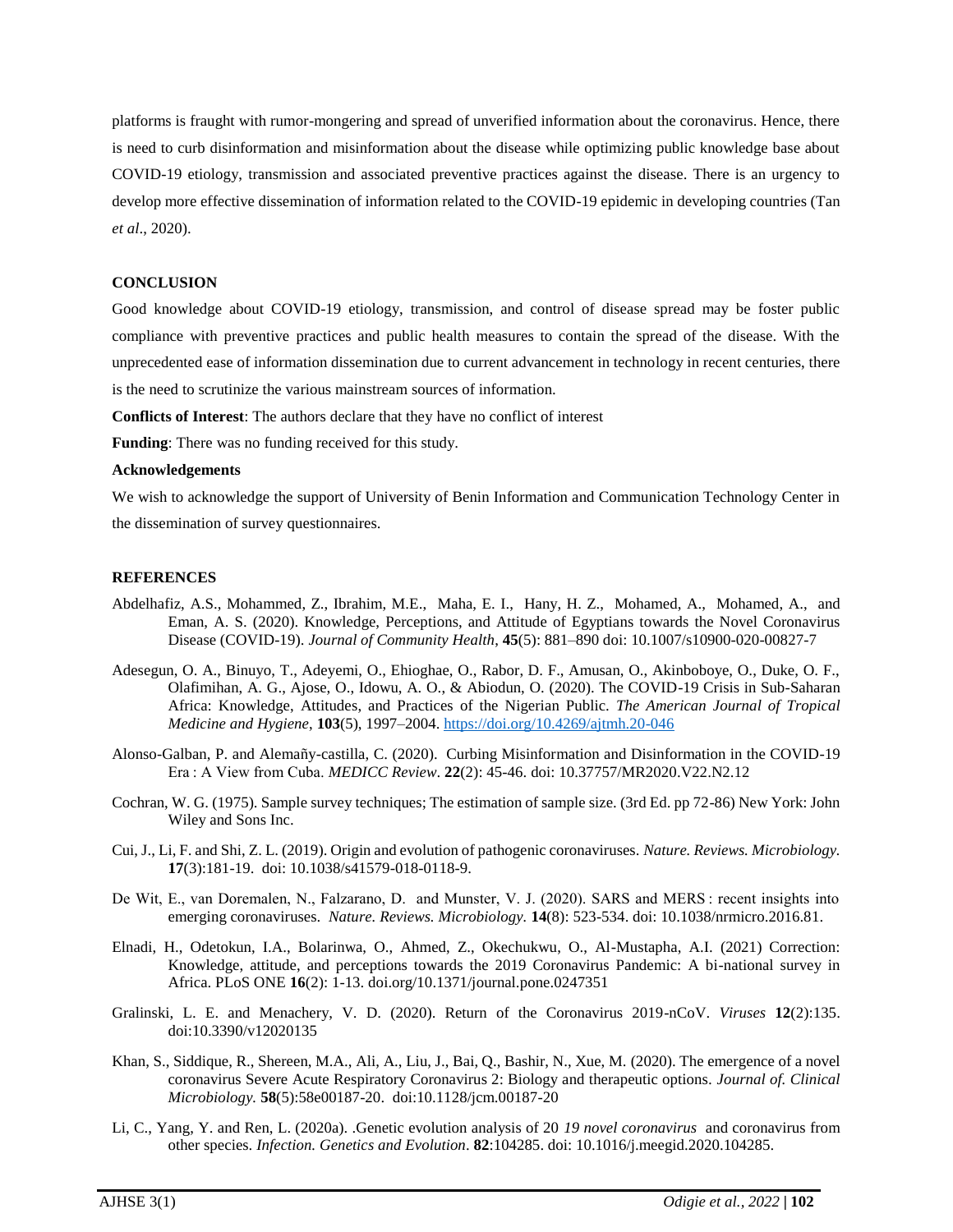platforms is fraught with rumor-mongering and spread of unverified information about the coronavirus. Hence, there is need to curb disinformation and misinformation about the disease while optimizing public knowledge base about COVID-19 etiology, transmission and associated preventive practices against the disease. There is an urgency to develop more effective dissemination of information related to the COVID-19 epidemic in developing countries (Tan *et al*., 2020).

## CONCLUSION

Good knowledge about COVID-19 etiology, transmission, and control of disease spread may be foster public compliance with preventive practices and public health measures to contain the spread of the disease. With the unprecedented ease of information dissemination due to current advancement in technology in recent centuries, there is the need to scrutinize the various mainstream sources of information.

**Conflicts of Interest**: The authors declare that they have no conflict of interest

**Funding**: There was no funding received for this study.

**Acknowledgements**

We wish to acknowledge the support of University of Benin Information and Communication Technology Center in the dissemination of survey questionnaires.

## REFERENCES

Abdelhafiz, A.S., Mohammed, Z., Ibrahim, M.E., Maha, E. I., Hany, H. Z., Mohamed, A., Mohamed, A., and Eman, A. S. (2020). Knowledge, Perceptions, and Attitude of Egyptians towards the Novel Coronavirus Disease (COVID-19). *Journal of Community Health*, **45**(5): 881–890 doi: 10.1007/s10900-020-00827-7

Adesegun, O. A., Binuyo, T., Adeyemi, O., Ehioghae, O., Rabor, D. F., Amusan, O., Akinboboye, O., Duke, O. F., Olafimihan, A. G., Ajose, O., Idowu, A. O., & Abiodun, O. (2020). The COVID-19 Crisis in Sub-Saharan Africa: Knowledge, Attitudes, and Practices of the Nigerian Public. *The American Journal of Tropical Medicine and Hygiene*, **103**(5), 1997–2004. https://doi.org/10.4269/ajtmh.20-046

Alonso-Galban, P. and Alemañy-castilla, C. (2020). Curbing Misinformation and Disinformation in the COVID-19 Era : A View from Cuba. *MEDICC Review*. **22**(2): 45-46. doi: 10.37757/MR2020.V22.N2.12

Cochran, W. G. (1975). Sample survey techniques; The estimation of sample size. (3rd Ed. pp 72-86) New York: John Wiley and Sons Inc.

Cui, J., Li, F. and Shi, Z. L. (2019). Origin and evolution of pathogenic coronaviruses. *Nature. Reviews. Microbiology.* **17**(3):181-19. doi: 10.1038/s41579-018-0118-9.

De Wit, E., van Doremalen, N., Falzarano, D. and Munster, V. J. (2020). SARS and MERS : recent insights into emerging coronaviruses. *Nature. Reviews. Microbiology.* **14**(8): 523-534. doi: 10.1038/nrmicro.2016.81.

Elnadi, H., Odetokun, I.A., Bolarinwa, O., Ahmed, Z., Okechukwu, O., Al-Mustapha, A.I. (2021) Correction: Knowledge, attitude, and perceptions towards the 2019 Coronavirus Pandemic: A bi-national survey in Africa. PLoS ONE **16**(2): 1-13. doi.org/10.1371/journal.pone.0247351

Gralinski, L. E. and Menachery, V. D. (2020). Return of the Coronavirus 2019-nCoV. *Viruses* **12**(2):135. doi:10.3390/v12020135

Khan, S., Siddique, R., Shereen, M.A., Ali, A., Liu, J., Bai, Q., Bashir, N., Xue, M. (2020). The emergence of a novel coronavirus Severe Acute Respiratory Coronavirus 2: Biology and therapeutic options. *Journal of. Clinical Microbiology.* **58**(5):58e00187-20. doi:10.1128/jcm.00187-20

Li, C., Yang, Y. and Ren, L. (2020a). .Genetic evolution analysis of 20 *19 novel coronavirus* and coronavirus from other species. *Infection. Genetics and Evolution*. **82**:104285. doi: 10.1016/j.meegid.2020.104285.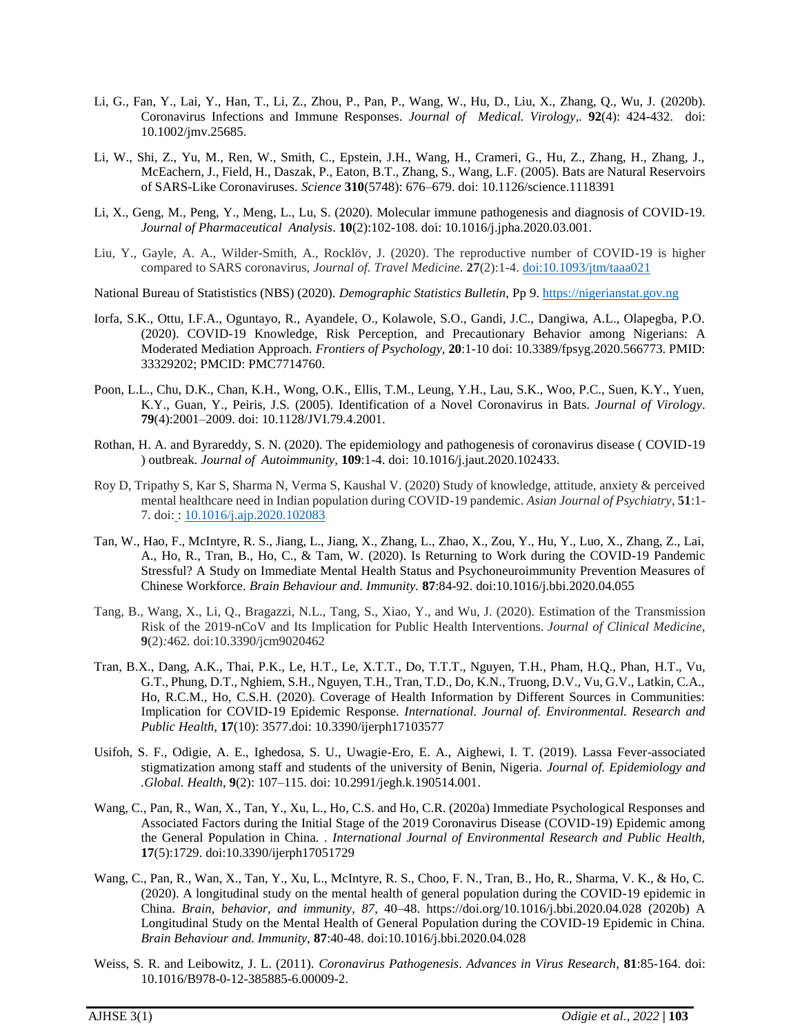Li, G., Fan, Y., Lai, Y., Han, T., Li, Z., Zhou, P., Pan, P., Wang, W., Hu, D., Liu, X., Zhang, Q., Wu, J. (2020b). Coronavirus Infections and Immune Responses. *Journal of Medical. Virology,.* **92**(4): 424-432. doi: 10.1002/jmv.25685.

Li, W., Shi, Z., Yu, M., Ren, W., Smith, C., Epstein, J.H., Wang, H., Crameri, G., Hu, Z., Zhang, H., Zhang, J., McEachern, J., Field, H., Daszak, P., Eaton, B.T., Zhang, S., Wang, L.F. (2005). Bats are Natural Reservoirs of SARS-Like Coronaviruses. *Science* **310**(5748): 676–679. doi: 10.1126/science.1118391

Li, X., Geng, M., Peng, Y., Meng, L., Lu, S. (2020). Molecular immune pathogenesis and diagnosis of COVID-19. *Journal of Pharmaceutical Analysis*. **10**(2):102-108. doi: 10.1016/j.jpha.2020.03.001.

Liu, Y., Gayle, A. A., Wilder-Smith, A., Rocklöv, J. (2020). The reproductive number of COVID-19 is higher compared to SARS coronavirus, *Journal of. Travel Medicine.* **27**(2):1-4. doi:10.1093/jtm/taaa021

National Bureau of Statistics (NBS) (2020). *Demographic Statistics Bulletin,* Pp 9. https://nigerianstat.gov.ng

Iorfa, S.K., Ottu, I.F.A., Oguntayo, R., Ayandele, O., Kolawole, S.O., Gandi, J.C., Dangiwa, A.L., Olapegba, P.O. (2020). COVID-19 Knowledge, Risk Perception, and Precautionary Behavior among Nigerians: A Moderated Mediation Approach. *Frontiers of Psychology,* **20**:1-10 doi: 10.3389/fpsyg.2020.566773. PMID: 33329202; PMCID: PMC7714760.

Poon, L.L., Chu, D.K., Chan, K.H., Wong, O.K., Ellis, T.M., Leung, Y.H., Lau, S.K., Woo, P.C., Suen, K.Y., Yuen, K.Y., Guan, Y., Peiris, J.S. (2005). Identification of a Novel Coronavirus in Bats. *Journal of Virology*. **79**(4):2001–2009. doi: 10.1128/JVI.79.4.2001.

Rothan, H. A. and Byrareddy, S. N. (2020). The epidemiology and pathogenesis of coronavirus disease ( COVID-19 ) outbreak. *Journal of Autoimmunity,* **109**:1-4. doi: 10.1016/j.jaut.2020.102433.

Roy D, Tripathy S, Kar S, Sharma N, Verma S, Kaushal V. (2020) Study of knowledge, attitude, anxiety & perceived mental healthcare need in Indian population during COVID-19 pandemic. *Asian Journal of Psychiatry*, **51**:1-7. doi: : 10.1016/j.ajp.2020.102083

Tan, W., Hao, F., McIntyre, R. S., Jiang, L., Jiang, X., Zhang, L., Zhao, X., Zou, Y., Hu, Y., Luo, X., Zhang, Z., Lai, A., Ho, R., Tran, B., Ho, C., & Tam, W. (2020). Is Returning to Work during the COVID-19 Pandemic Stressful? A Study on Immediate Mental Health Status and Psychoneuroimmunity Prevention Measures of Chinese Workforce. *Brain Behaviour and. Immunity.* **87**:84-92. doi:10.1016/j.bbi.2020.04.055

Tang, B., Wang, X., Li, Q., Bragazzi, N.L., Tang, S., Xiao, Y., and Wu, J. (2020). Estimation of the Transmission Risk of the 2019-nCoV and Its Implication for Public Health Interventions. *Journal of Clinical Medicine,* **9**(2)*:*462. doi:10.3390/jcm9020462

Tran, B.X., Dang, A.K., Thai, P.K., Le, H.T., Le, X.T.T., Do, T.T.T., Nguyen, T.H., Pham, H.Q., Phan, H.T., Vu, G.T., Phung, D.T., Nghiem, S.H., Nguyen, T.H., Tran, T.D., Do, K.N., Truong, D.V., Vu, G.V., Latkin, C.A., Ho, R.C.M., Ho, C.S.H. (2020). Coverage of Health Information by Different Sources in Communities: Implication for COVID-19 Epidemic Response. *International. Journal of. Environmental. Research and Public Health,* **17**(10): 3577.doi: 10.3390/ijerph17103577

Usifoh, S. F., Odigie, A. E., Ighedosa, S. U., Uwagie-Ero, E. A., Aighewi, I. T. (2019). Lassa Fever-associated stigmatization among staff and students of the university of Benin, Nigeria. *Journal of. Epidemiology and .Global. Health*, **9**(2): 107–115. doi: 10.2991/jegh.k.190514.001.

Wang, C., Pan, R., Wan, X., Tan, Y., Xu, L., Ho, C.S. and Ho, C.R. (2020a) Immediate Psychological Responses and Associated Factors during the Initial Stage of the 2019 Coronavirus Disease (COVID-19) Epidemic among the General Population in China. . *International Journal of Environmental Research and Public Health,* **17**(5):1729. doi:10.3390/ijerph17051729

Wang, C., Pan, R., Wan, X., Tan, Y., Xu, L., McIntyre, R. S., Choo, F. N., Tran, B., Ho, R., Sharma, V. K., & Ho, C. (2020). A longitudinal study on the mental health of general population during the COVID-19 epidemic in China. *Brain, behavior, and immunity*, *87*, 40–48. https://doi.org/10.1016/j.bbi.2020.04.028 (2020b) A Longitudinal Study on the Mental Health of General Population during the COVID-19 Epidemic in China. *Brain Behaviour and. Immunity,* **87**:40-48. doi:10.1016/j.bbi.2020.04.028

Weiss, S. R. and Leibowitz, J. L. (2011). *Coronavirus Pathogenesis*. *Advances in Virus Research,* **81**:85-164. doi: 10.1016/B978-0-12-385885-6.00009-2.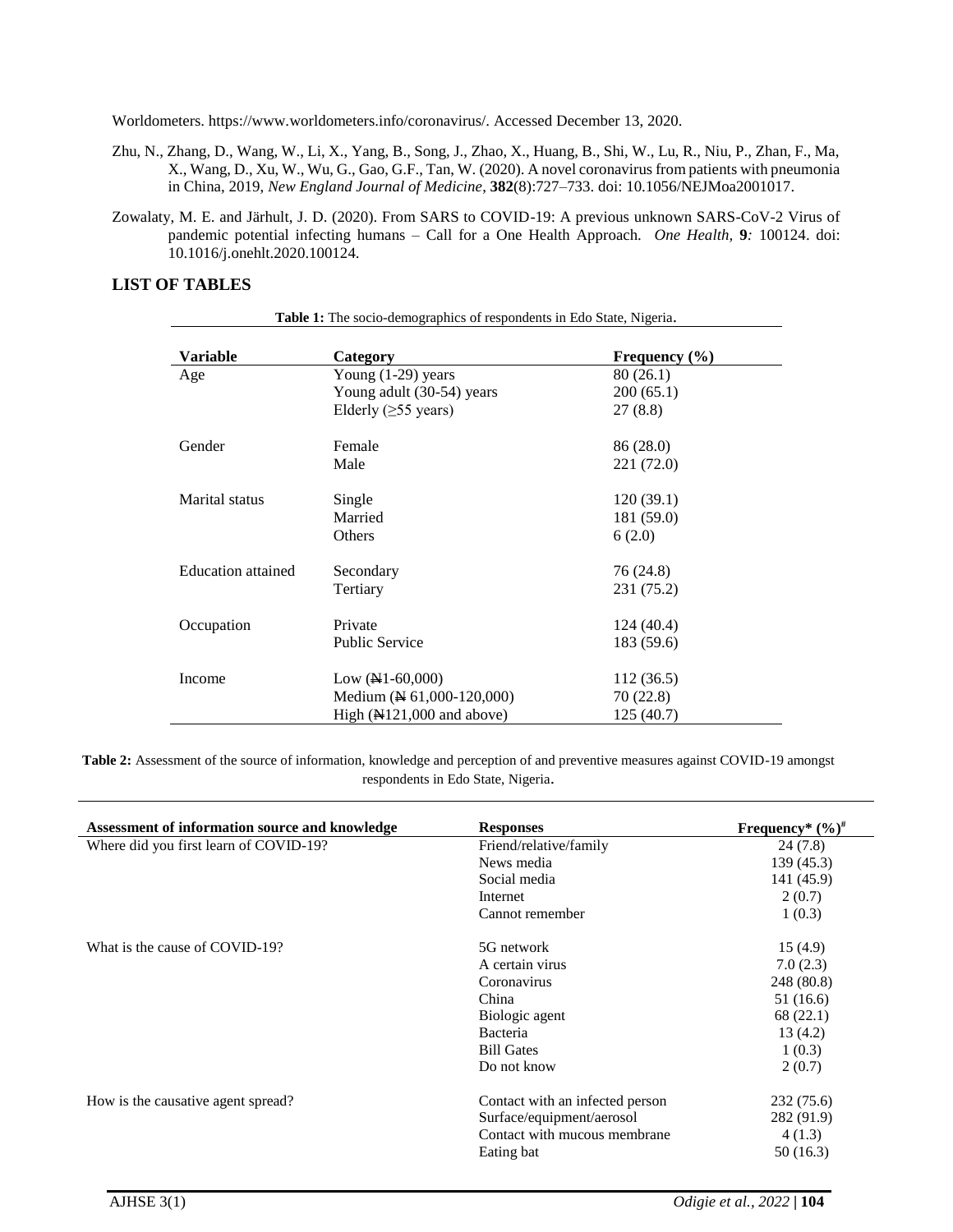Worldometers. https://www.worldometers.info/coronavirus/. Accessed December 13, 2020.

Zhu, N., Zhang, D., Wang, W., Li, X., Yang, B., Song, J., Zhao, X., Huang, B., Shi, W., Lu, R., Niu, P., Zhan, F., Ma, X., Wang, D., Xu, W., Wu, G., Gao, G.F., Tan, W. (2020). A novel coronavirus from patients with pneumonia in China, 2019, *New England Journal of Medicine*, **382**(8):727–733. doi: 10.1056/NEJMoa2001017.

Zowalaty, M. E. and Järhult, J. D. (2020). From SARS to COVID-19: A previous unknown SARS-CoV-2 Virus of pandemic potential infecting humans – Call for a One Health Approach. *One Health*, **9***:* 100124. doi: 10.1016/j.onehlt.2020.100124.

## LIST OF TABLES

**Table 1:** The socio-demographics of respondents in Edo State, Nigeria.

| Variable | Category | Frequency (%) |
|---|---|---|
| Age | Young (1-29) years | 80 (26.1) |
| | Young adult (30-54) years | 200 (65.1) |
| | Elderly (≥55 years) | 27 (8.8) |
| Gender | Female | 86 (28.0) |
| | Male | 221 (72.0) |
| Marital status | Single | 120 (39.1) |
| | Married | 181 (59.0) |
| | Others | 6 (2.0) |
| Education attained | Secondary | 76 (24.8) |
| | Tertiary | 231 (75.2) |
| Occupation | Private | 124 (40.4) |
| | Public Service | 183 (59.6) |
| Income | Low (₦1-60,000) | 112 (36.5) |
| | Medium (₦ 61,000-120,000) | 70 (22.8) |
| | High (₦121,000 and above) | 125 (40.7) |

**Table 2:** Assessment of the source of information, knowledge and perception of and preventive measures against COVID-19 amongst respondents in Edo State, Nigeria.

| Assessment of information source and knowledge | Responses | Frequency* (%)[#] |
|---|---|---|
| Where did you first learn of COVID-19? | Friend/relative/family | 24 (7.8) |
| | News media | 139 (45.3) |
| | Social media | 141 (45.9) |
| | Internet | 2 (0.7) |
| | Cannot remember | 1 (0.3) |
| What is the cause of COVID-19? | 5G network | 15 (4.9) |
| | A certain virus | 7.0 (2.3) |
| | Coronavirus | 248 (80.8) |
| | China | 51 (16.6) |
| | Biologic agent | 68 (22.1) |
| | Bacteria | 13 (4.2) |
| | Bill Gates | 1 (0.3) |
| | Do not know | 2 (0.7) |
| How is the causative agent spread? | Contact with an infected person | 232 (75.6) |
| | Surface/equipment/aerosol | 282 (91.9) |
| | Contact with mucous membrane | 4 (1.3) |
| | Eating bat | 50 (16.3) |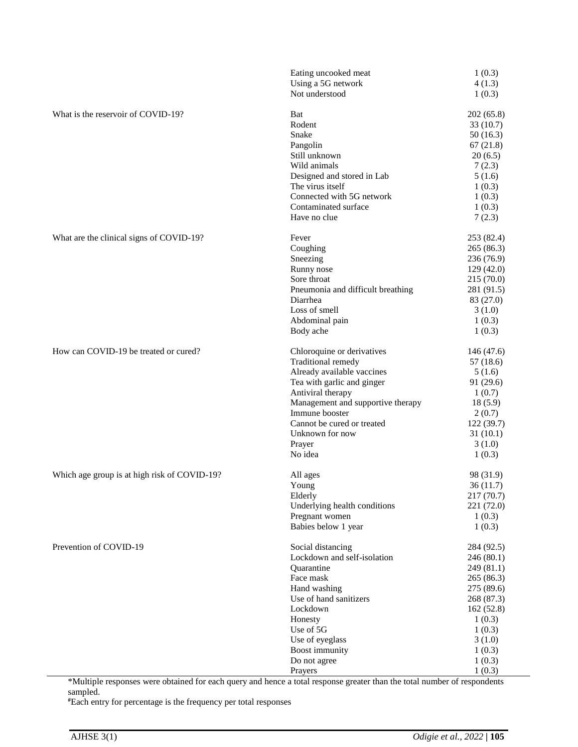| | | |
|---|---|---|
| | Eating uncooked meat | 1 (0.3) |
| | Using a 5G network | 4 (1.3) |
| | Not understood | 1 (0.3) |
| What is the reservoir of COVID-19? | Bat | 202 (65.8) |
| | Rodent | 33 (10.7) |
| | Snake | 50 (16.3) |
| | Pangolin | 67 (21.8) |
| | Still unknown | 20 (6.5) |
| | Wild animals | 7 (2.3) |
| | Designed and stored in Lab | 5 (1.6) |
| | The virus itself | 1 (0.3) |
| | Connected with 5G network | 1 (0.3) |
| | Contaminated surface | 1 (0.3) |
| | Have no clue | 7 (2.3) |
| What are the clinical signs of COVID-19? | Fever | 253 (82.4) |
| | Coughing | 265 (86.3) |
| | Sneezing | 236 (76.9) |
| | Runny nose | 129 (42.0) |
| | Sore throat | 215 (70.0) |
| | Pneumonia and difficult breathing | 281 (91.5) |
| | Diarrhea | 83 (27.0) |
| | Loss of smell | 3 (1.0) |
| | Abdominal pain | 1 (0.3) |
| | Body ache | 1 (0.3) |
| How can COVID-19 be treated or cured? | Chloroquine or derivatives | 146 (47.6) |
| | Traditional remedy | 57 (18.6) |
| | Already available vaccines | 5 (1.6) |
| | Tea with garlic and ginger | 91 (29.6) |
| | Antiviral therapy | 1 (0.7) |
| | Management and supportive therapy | 18 (5.9) |
| | Immune booster | 2 (0.7) |
| | Cannot be cured or treated | 122 (39.7) |
| | Unknown for now | 31 (10.1) |
| | Prayer | 3 (1.0) |
| | No idea | 1 (0.3) |
| Which age group is at high risk of COVID-19? | All ages | 98 (31.9) |
| | Young | 36 (11.7) |
| | Elderly | 217 (70.7) |
| | Underlying health conditions | 221 (72.0) |
| | Pregnant women | 1 (0.3) |
| | Babies below 1 year | 1 (0.3) |
| Prevention of COVID-19 | Social distancing | 284 (92.5) |
| | Lockdown and self-isolation | 246 (80.1) |
| | Quarantine | 249 (81.1) |
| | Face mask | 265 (86.3) |
| | Hand washing | 275 (89.6) |
| | Use of hand sanitizers | 268 (87.3) |
| | Lockdown | 162 (52.8) |
| | Honesty | 1 (0.3) |
| | Use of 5G | 1 (0.3) |
| | Use of eyeglass | 3 (1.0) |
| | Boost immunity | 1 (0.3) |
| | Do not agree | 1 (0.3) |
| | Prayers | 1 (0.3) |

*Multiple responses were obtained for each query and hence a total response greater than the total number of respondents sampled.

#Each entry for percentage is the frequency per total responses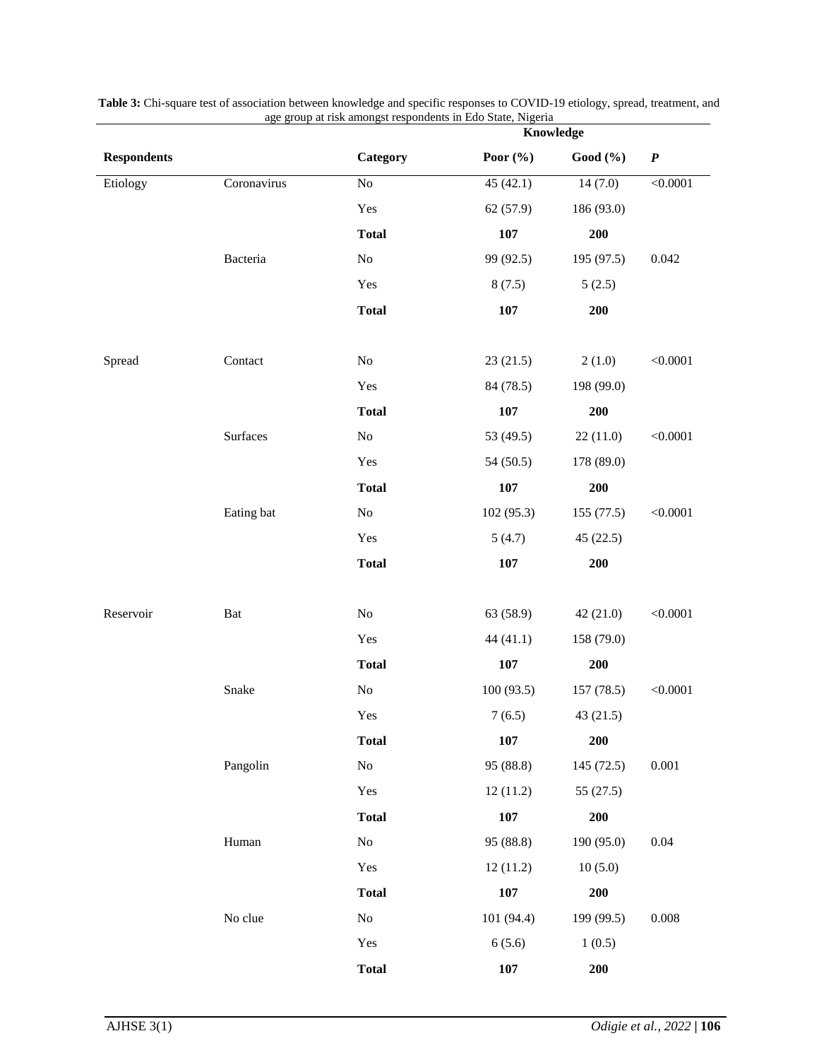**Table 3:** Chi-square test of association between knowledge and specific responses to COVID-19 etiology, spread, treatment, and age group at risk amongst respondents in Edo State, Nigeria

| | | | Knowledge | | |
|---|---|---|---|---|---|
| **Respondents** | | **Category** | **Poor (%)** | **Good (%)** | ***P*** |
| Etiology | Coronavirus | No | 45 (42.1) | 14 (7.0) | <0.0001 |
| | | Yes | 62 (57.9) | 186 (93.0) | |
| | | **Total** | **107** | **200** | |
| | Bacteria | No | 99 (92.5) | 195 (97.5) | 0.042 |
| | | Yes | 8 (7.5) | 5 (2.5) | |
| | | **Total** | **107** | **200** | |
| Spread | Contact | No | 23 (21.5) | 2 (1.0) | <0.0001 |
| | | Yes | 84 (78.5) | 198 (99.0) | |
| | | **Total** | **107** | **200** | |
| | Surfaces | No | 53 (49.5) | 22 (11.0) | <0.0001 |
| | | Yes | 54 (50.5) | 178 (89.0) | |
| | | **Total** | **107** | **200** | |
| | Eating bat | No | 102 (95.3) | 155 (77.5) | <0.0001 |
| | | Yes | 5 (4.7) | 45 (22.5) | |
| | | **Total** | **107** | **200** | |
| Reservoir | Bat | No | 63 (58.9) | 42 (21.0) | <0.0001 |
| | | Yes | 44 (41.1) | 158 (79.0) | |
| | | **Total** | **107** | **200** | |
| | Snake | No | 100 (93.5) | 157 (78.5) | <0.0001 |
| | | Yes | 7 (6.5) | 43 (21.5) | |
| | | **Total** | **107** | **200** | |
| | Pangolin | No | 95 (88.8) | 145 (72.5) | 0.001 |
| | | Yes | 12 (11.2) | 55 (27.5) | |
| | | **Total** | **107** | **200** | |
| | Human | No | 95 (88.8) | 190 (95.0) | 0.04 |
| | | Yes | 12 (11.2) | 10 (5.0) | |
| | | **Total** | **107** | **200** | |
| | No clue | No | 101 (94.4) | 199 (99.5) | 0.008 |
| | | Yes | 6 (5.6) | 1 (0.5) | |
| | | **Total** | **107** | **200** | |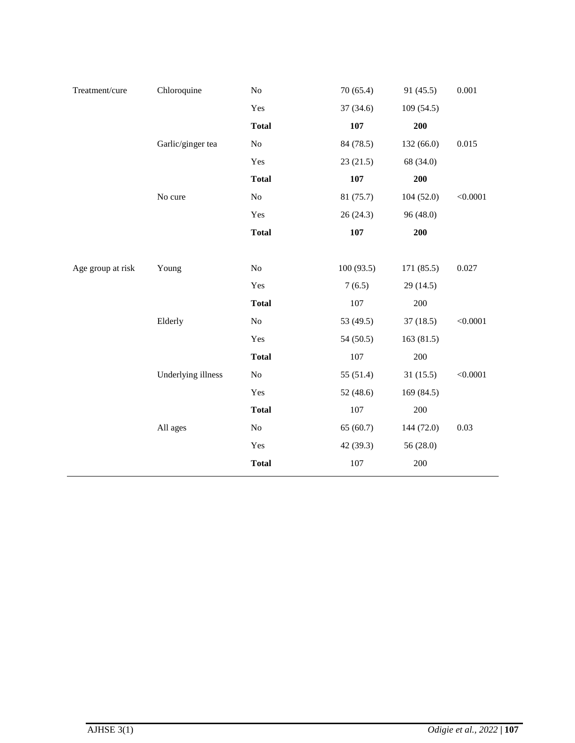| | | | | | |
|---|---|---|---|---|---|
| Treatment/cure | Chloroquine | No | 70 (65.4) | 91 (45.5) | 0.001 |
| | | Yes | 37 (34.6) | 109 (54.5) | |
| | | **Total** | **107** | **200** | |
| | Garlic/ginger tea | No | 84 (78.5) | 132 (66.0) | 0.015 |
| | | Yes | 23 (21.5) | 68 (34.0) | |
| | | **Total** | **107** | **200** | |
| | No cure | No | 81 (75.7) | 104 (52.0) | <0.0001 |
| | | Yes | 26 (24.3) | 96 (48.0) | |
| | | **Total** | **107** | **200** | |
| Age group at risk | Young | No | 100 (93.5) | 171 (85.5) | 0.027 |
| | | Yes | 7 (6.5) | 29 (14.5) | |
| | | **Total** | 107 | 200 | |
| | Elderly | No | 53 (49.5) | 37 (18.5) | <0.0001 |
| | | Yes | 54 (50.5) | 163 (81.5) | |
| | | **Total** | 107 | 200 | |
| | Underlying illness | No | 55 (51.4) | 31 (15.5) | <0.0001 |
| | | Yes | 52 (48.6) | 169 (84.5) | |
| | | **Total** | 107 | 200 | |
| | All ages | No | 65 (60.7) | 144 (72.0) | 0.03 |
| | | Yes | 42 (39.3) | 56 (28.0) | |
| | | **Total** | 107 | 200 | |